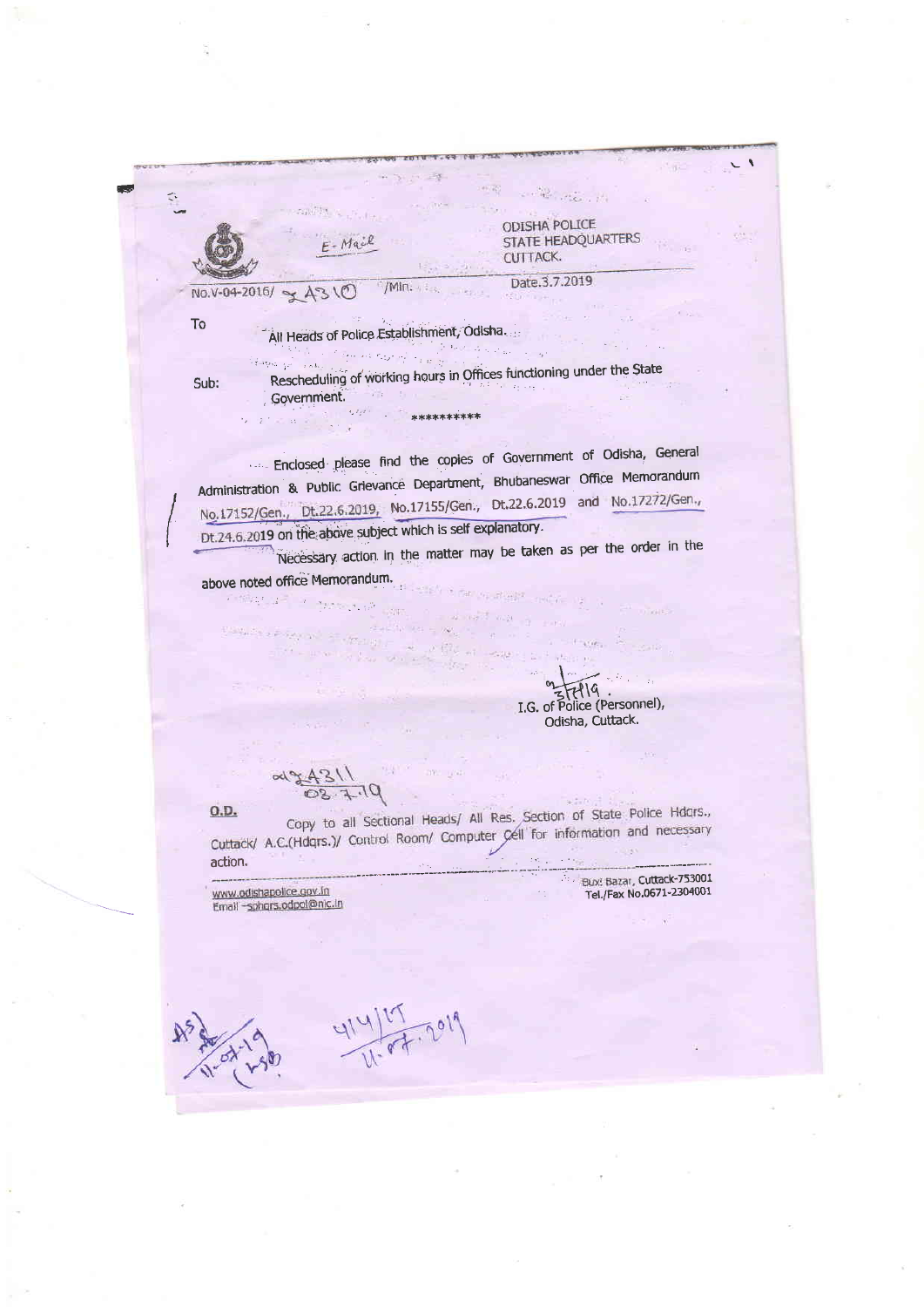E-Mail

ODISHA POLICE
STATE HEADQUARTERS
CUTTACK.

No.V-04-2016/ 24310 /Min.

Date.3.7.2019

To

All Heads of Police Establishment, Odisha.

Sub: Rescheduling of working hours in Offices functioning under the State Government.

**********

Enclosed please find the copies of Government of Odisha, General Administration & Public Grievance Department, Bhubaneswar Office Memorandum No.17152/Gen., Dt.22.6.2019, No.17155/Gen., Dt.22.6.2019 and No.17272/Gen., Dt.24.6.2019 on the above subject which is self explanatory.

Necessary action in the matter may be taken as per the order in the above noted office Memorandum.

3/7/19
I.G. of Police (Personnel),
Odisha, Cuttack.

24311
03.7.19

**O.D.**

Copy to all Sectional Heads/ All Res. Section of State Police Hdqrs., Cuttack/ A.C.(Hdqrs.)/ Control Room/ Computer Cell for information and necessary action.

www.odishapolice.gov.in
Email -sphqrs.odpol@nic.in

Buxi Bazar, Cuttack-753001
Tel./Fax No.0671-2304001

11-07-19

4141/LT
11.07.2019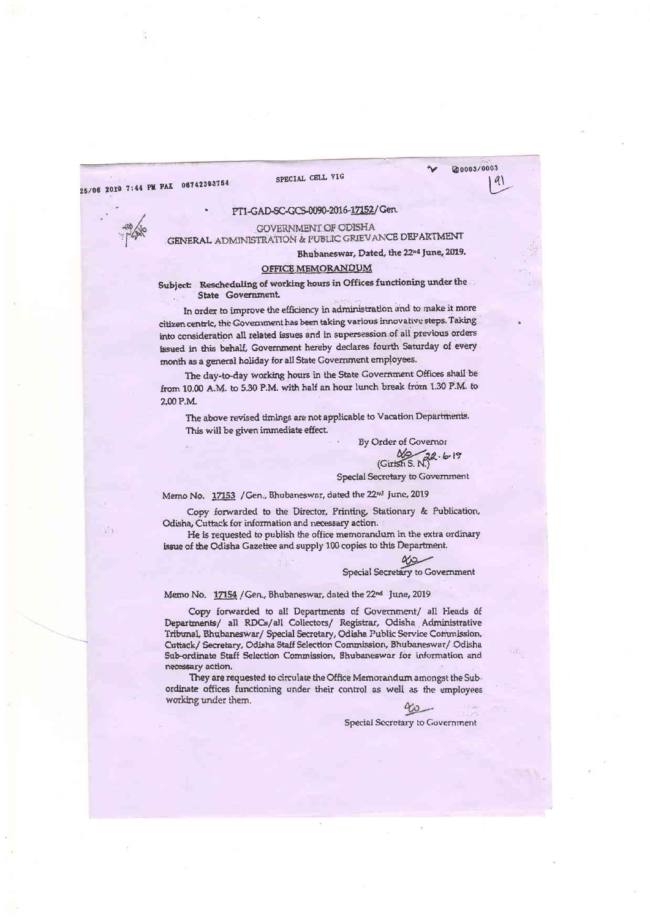25/06 2019 7:44 PM FAX 06742393754 SPECIAL CELL VIG 0003/0003

PT1-GAD-SC-GCS-0090-2016-17152/Gen.

GOVERNMENT OF ODISHA
GENERAL ADMINISTRATION & PUBLIC GRIEVANCE DEPARTMENT

Bhubaneswar, Dated, the 22nd June, 2019.

## OFFICE MEMORANDUM

**Subject: Rescheduling of working hours in Offices functioning under the State Government.**

In order to improve the efficiency in administration and to make it more citizen centric, the Government has been taking various innovative steps. Taking into consideration all related issues and in supersession of all previous orders issued in this behalf, Government hereby declares fourth Saturday of every month as a general holiday for all State Government employees.

The day-to-day working hours in the State Government Offices shall be from 10.00 A.M. to 5.30 P.M. with half an hour lunch break from 1.30 P.M. to 2.00 P.M.

The above revised timings are not applicable to Vacation Departments. This will be given immediate effect.

By Order of Governor
22.6.19
(Girish S. N.)
Special Secretary to Government

Memo No. 17153 /Gen., Bhubaneswar, dated the 22nd June, 2019

Copy forwarded to the Director, Printing, Stationary & Publication, Odisha, Cuttack for information and necessary action.

He is requested to publish the office memorandum in the extra ordinary issue of the Odisha Gazettee and supply 100 copies to this Department.

Special Secretary to Government

Memo No. 17154 /Gen., Bhubaneswar, dated the 22nd June, 2019

Copy forwarded to all Departments of Government/ all Heads of Departments/ all RDCs/all Collectors/ Registrar, Odisha Administrative Tribunal, Bhubaneswar/ Special Secretary, Odisha Public Service Commission, Cuttack/ Secretary, Odisha Staff Selection Commission, Bhubaneswar/ Odisha Sub-ordinate Staff Selection Commission, Bhubaneswar for information and necessary action.

They are requested to circulate the Office Memorandum amongst the Sub-ordinate offices functioning under their control as well as the employees working under them.

Special Secretary to Government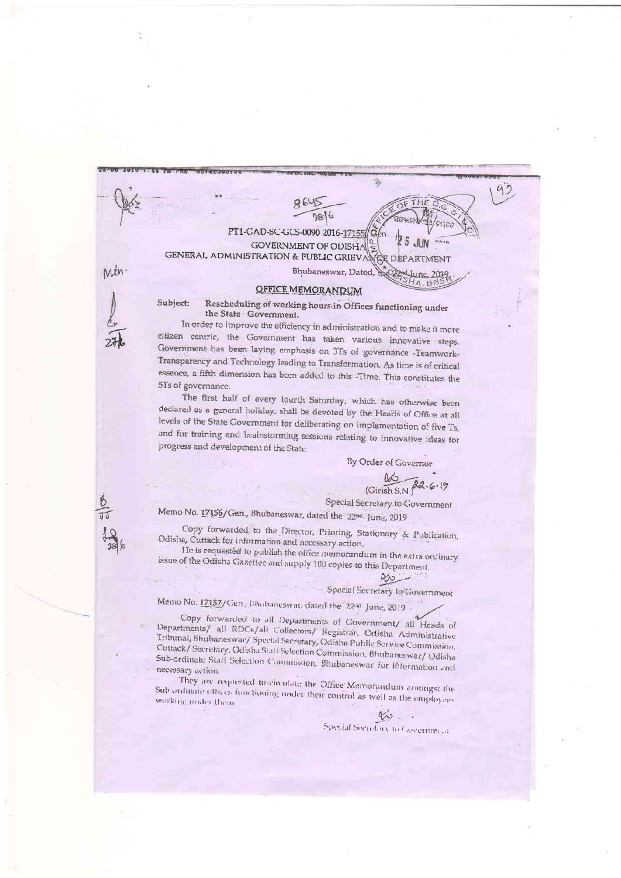8645
28/6

PT1-GAD-SC-GCS-0090-2016-17155/Gen.

GOVERNMENT OF ODISHA

GENERAL ADMINISTRATION & PUBLIC GRIEVANCE DEPARTMENT

Bhubaneswar, Dated, the 22nd June, 2019

## OFFICE MEMORANDUM

**Subject:** Rescheduling of working hours in Offices functioning under the State Government.

In order to improve the efficiency in administration and to make it more citizen centric, the Government has taken various innovative steps. Government has been laying emphasis on 3Ts of governance -Teamwork-Transparency and Technology leading to Transformation. As time is of critical essence, a fifth dimension has been added to this -Time. This constitutes the 5Ts of governance.

The first half of every fourth Saturday, which has otherwise been declared as a general holiday, shall be devoted by the Heads of Office at all levels of the State Government for deliberating on implementation of five Ts, and for training and brainstorming sessions relating to innovative ideas for progress and development of the State.

By Order of Governor

(Girish S.N.) 22.6.19

Special Secretary to Government

Memo No. 17156/Gen., Bhubaneswar, dated the 22nd June, 2019

Copy forwarded to the Director, Printing, Stationary & Publication, Odisha, Cuttack for information and necessary action.

He is requested to publish the office memorandum in the extra ordinary issue of the Odisha Gazettee and supply 100 copies to this Department.

Special Secretary to Government

Memo No. 17157/Gen., Bhubaneswar, dated the 22nd June, 2019

Copy forwarded to all Departments of Government/ all Heads of Departments/ all RDCs/all Collectors/ Registrar, Odisha Administrative Tribunal, Bhubaneswar/ Special Secretary, Odisha Public Service Commission, Cuttack/ Secretary, Odisha Staff Selection Commission, Bhubaneswar/ Odisha Sub-ordinate Staff Selection Commission, Bhubaneswar for information and necessary action.

They are requested to circulate the Office Memorandum amongst the Sub ordinate offices functioning under their control as well as the employees working under them.

Special Secretary to Government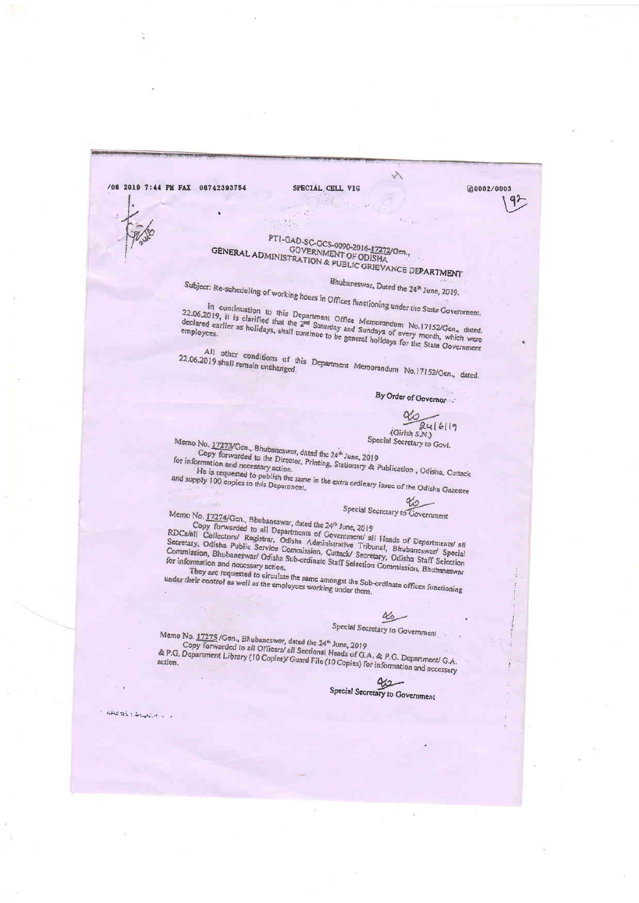PTI-GAD-SC-GCS-0090-2016-17272/Gen.,

GOVERNMENT OF ODISHA

# GENERAL ADMINISTRATION & PUBLIC GRIEVANCE DEPARTMENT

Bhubaneswar, Dated the 24th June, 2019.

Subject: Re-scheduling of working hours in Offices functioning under the State Government.

In continuation to this Department Office Memorandum No.17152/Gen., dated. 22.06.2019, it is clarified that the 2nd Saturday and Sundays of every month, which were declared earlier as holidays, shall continue to be general holidays for the State Government employees.

All other conditions of this Department Memorandum No.17152/Gen., dated. 22.06.2019 shall remain unchanged.

By Order of Governor

24/6/19

(Girish S.N.)

Special Secretary to Govt.

Memo No. 17273/Gen., Bhubaneswar, dated the 24th June, 2019

Copy forwarded to the Director, Printing, Stationary & Publication, Odisha, Cuttack for information and necessary action.

He is requested to publish the same in the extra ordinary issue of the Odisha Gazettee and supply 100 copies to this Department.

Special Secretary to Government

Memo No. 17274/Gen., Bhubaneswar, dated the 24th June, 2019

Copy forwarded to all Departments of Government/ all Heads of Departments/ all RDCs/all Collectors/ Registrar, Odisha Administrative Tribunal, Bhubaneswar/ Special Secretary, Odisha Public Service Commission, Cuttack/ Secretary, Odisha Staff Selection Commission, Bhubaneswar/ Odisha Sub-ordinate Staff Selection Commission, Bhubaneswar for information and necessary action.

They are requested to circulate the same amongst the Sub-ordinate offices functioning under their control as well as the employees working under them.

Special Secretary to Government

Memo No. 17275 /Gen., Bhubaneswar, dated the 24th June, 2019

Copy forwarded to all Officers/ all Sectional Heads of G.A. & P.G. Department/ G.A. & P.G. Department Library (10 Copies)/ Guard File (10 Copies) for information and necessary action.

Special Secretary to Government